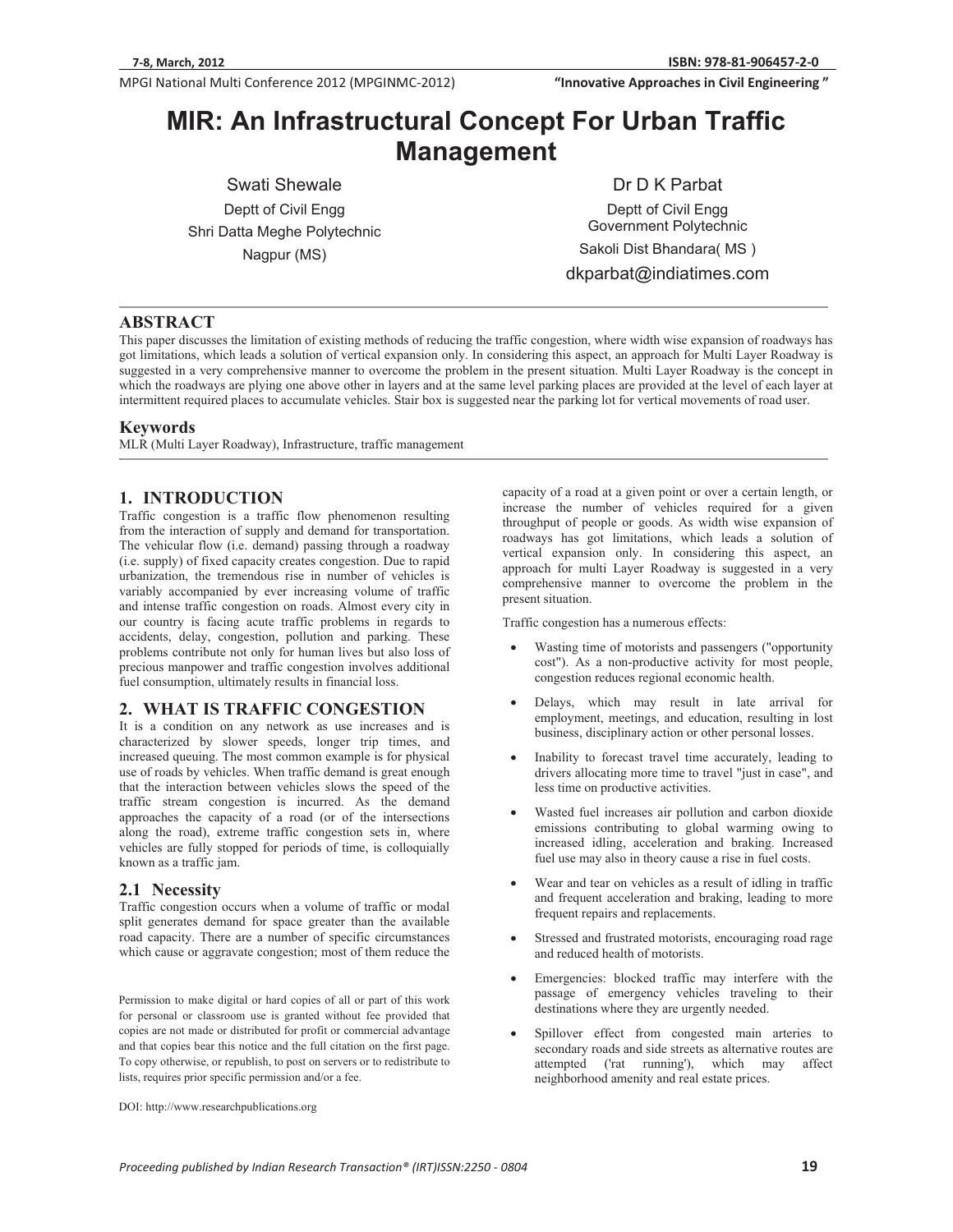# MIR: An Infrastructural Concept For Urban Traffic Management

Swati Shewale
Deptt of Civil Engg
Shri Datta Meghe Polytechnic
Nagpur (MS)

Dr D K Parbat
Deptt of Civil Engg
Government Polytechnic
Sakoli Dist Bhandara( MS )
dkparbat@indiatimes.com

## ABSTRACT

This paper discusses the limitation of existing methods of reducing the traffic congestion, where width wise expansion of roadways has got limitations, which leads a solution of vertical expansion only. In considering this aspect, an approach for Multi Layer Roadway is suggested in a very comprehensive manner to overcome the problem in the present situation. Multi Layer Roadway is the concept in which the roadways are plying one above other in layers and at the same level parking places are provided at the level of each layer at intermittent required places to accumulate vehicles. Stair box is suggested near the parking lot for vertical movements of road user.

## Keywords

MLR (Multi Layer Roadway), Infrastructure, traffic management

## 1. INTRODUCTION

Traffic congestion is a traffic flow phenomenon resulting from the interaction of supply and demand for transportation. The vehicular flow (i.e. demand) passing through a roadway (i.e. supply) of fixed capacity creates congestion. Due to rapid urbanization, the tremendous rise in number of vehicles is variably accompanied by ever increasing volume of traffic and intense traffic congestion on roads. Almost every city in our country is facing acute traffic problems in regards to accidents, delay, congestion, pollution and parking. These problems contribute not only for human lives but also loss of precious manpower and traffic congestion involves additional fuel consumption, ultimately results in financial loss.

## 2. WHAT IS TRAFFIC CONGESTION

It is a condition on any network as use increases and is characterized by slower speeds, longer trip times, and increased queuing. The most common example is for physical use of roads by vehicles. When traffic demand is great enough that the interaction between vehicles slows the speed of the traffic stream congestion is incurred. As the demand approaches the capacity of a road (or of the intersections along the road), extreme traffic congestion sets in, where vehicles are fully stopped for periods of time, is colloquially known as a traffic jam.

### 2.1 Necessity

Traffic congestion occurs when a volume of traffic or modal split generates demand for space greater than the available road capacity. There are a number of specific circumstances which cause or aggravate congestion; most of them reduce the capacity of a road at a given point or over a certain length, or increase the number of vehicles required for a given throughput of people or goods. As width wise expansion of roadways has got limitations, which leads a solution of vertical expansion only. In considering this aspect, an approach for multi Layer Roadway is suggested in a very comprehensive manner to overcome the problem in the present situation.

Traffic congestion has a numerous effects:

- Wasting time of motorists and passengers ("opportunity cost"). As a non-productive activity for most people, congestion reduces regional economic health.
- Delays, which may result in late arrival for employment, meetings, and education, resulting in lost business, disciplinary action or other personal losses.
- Inability to forecast travel time accurately, leading to drivers allocating more time to travel "just in case", and less time on productive activities.
- Wasted fuel increases air pollution and carbon dioxide emissions contributing to global warming owing to increased idling, acceleration and braking. Increased fuel use may also in theory cause a rise in fuel costs.
- Wear and tear on vehicles as a result of idling in traffic and frequent acceleration and braking, leading to more frequent repairs and replacements.
- Stressed and frustrated motorists, encouraging road rage and reduced health of motorists.
- Emergencies: blocked traffic may interfere with the passage of emergency vehicles traveling to their destinations where they are urgently needed.
- Spillover effect from congested main arteries to secondary roads and side streets as alternative routes are attempted ('rat running'), which may affect neighborhood amenity and real estate prices.

Permission to make digital or hard copies of all or part of this work for personal or classroom use is granted without fee provided that copies are not made or distributed for profit or commercial advantage and that copies bear this notice and the full citation on the first page. To copy otherwise, or republish, to post on servers or to redistribute to lists, requires prior specific permission and/or a fee.

DOI: http://www.researchpublications.org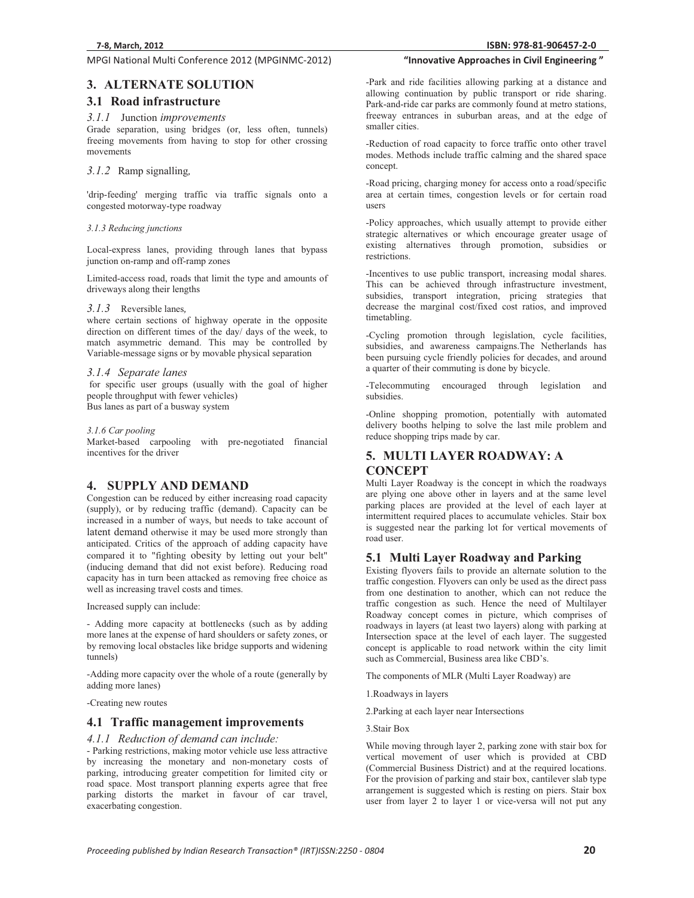## 3. ALTERNATE SOLUTION

### 3.1 Road infrastructure

#### *3.1.1* Junction *improvements*

Grade separation, using bridges (or, less often, tunnels) freeing movements from having to stop for other crossing movements

#### *3.1.2* Ramp signalling*,*

'drip-feeding' merging traffic via traffic signals onto a congested motorway-type roadway

#### *3.1.3 Reducing junctions*

Local-express lanes, providing through lanes that bypass junction on-ramp and off-ramp zones

Limited-access road, roads that limit the type and amounts of driveways along their lengths

#### *3.1.3* Reversible lanes*,*

where certain sections of highway operate in the opposite direction on different times of the day/ days of the week, to match asymmetric demand. This may be controlled by Variable-message signs or by movable physical separation

#### *3.1.4 Separate lanes*

for specific user groups (usually with the goal of higher people throughput with fewer vehicles)
Bus lanes as part of a busway system

#### *3.1.6 Car pooling*

Market-based carpooling with pre-negotiated financial incentives for the driver

## 4. SUPPLY AND DEMAND

Congestion can be reduced by either increasing road capacity (supply), or by reducing traffic (demand). Capacity can be increased in a number of ways, but needs to take account of latent demand otherwise it may be used more strongly than anticipated. Critics of the approach of adding capacity have compared it to "fighting obesity by letting out your belt" (inducing demand that did not exist before). Reducing road capacity has in turn been attacked as removing free choice as well as increasing travel costs and times.

Increased supply can include:

- Adding more capacity at bottlenecks (such as by adding more lanes at the expense of hard shoulders or safety zones, or by removing local obstacles like bridge supports and widening tunnels)

-Adding more capacity over the whole of a route (generally by adding more lanes)

-Creating new routes

### 4.1 Traffic management improvements

#### *4.1.1 Reduction of demand can include:*

- Parking restrictions, making motor vehicle use less attractive by increasing the monetary and non-monetary costs of parking, introducing greater competition for limited city or road space. Most transport planning experts agree that free parking distorts the market in favour of car travel, exacerbating congestion.

-Park and ride facilities allowing parking at a distance and allowing continuation by public transport or ride sharing. Park-and-ride car parks are commonly found at metro stations, freeway entrances in suburban areas, and at the edge of smaller cities.

-Reduction of road capacity to force traffic onto other travel modes. Methods include traffic calming and the shared space concept.

-Road pricing, charging money for access onto a road/specific area at certain times, congestion levels or for certain road users

-Policy approaches, which usually attempt to provide either strategic alternatives or which encourage greater usage of existing alternatives through promotion, subsidies or restrictions.

-Incentives to use public transport, increasing modal shares. This can be achieved through infrastructure investment, subsidies, transport integration, pricing strategies that decrease the marginal cost/fixed cost ratios, and improved timetabling.

-Cycling promotion through legislation, cycle facilities, subsidies, and awareness campaigns.The Netherlands has been pursuing cycle friendly policies for decades, and around a quarter of their commuting is done by bicycle.

-Telecommuting encouraged through legislation and subsidies.

-Online shopping promotion, potentially with automated delivery booths helping to solve the last mile problem and reduce shopping trips made by car.

## 5. MULTI LAYER ROADWAY: A CONCEPT

Multi Layer Roadway is the concept in which the roadways are plying one above other in layers and at the same level parking places are provided at the level of each layer at intermittent required places to accumulate vehicles. Stair box is suggested near the parking lot for vertical movements of road user.

### 5.1 Multi Layer Roadway and Parking

Existing flyovers fails to provide an alternate solution to the traffic congestion. Flyovers can only be used as the direct pass from one destination to another, which can not reduce the traffic congestion as such. Hence the need of Multilayer Roadway concept comes in picture, which comprises of roadways in layers (at least two layers) along with parking at Intersection space at the level of each layer. The suggested concept is applicable to road network within the city limit such as Commercial, Business area like CBD's.

The components of MLR (Multi Layer Roadway) are

1.Roadways in layers

2.Parking at each layer near Intersections

3.Stair Box

While moving through layer 2, parking zone with stair box for vertical movement of user which is provided at CBD (Commercial Business District) and at the required locations. For the provision of parking and stair box, cantilever slab type arrangement is suggested which is resting on piers. Stair box user from layer 2 to layer 1 or vice-versa will not put any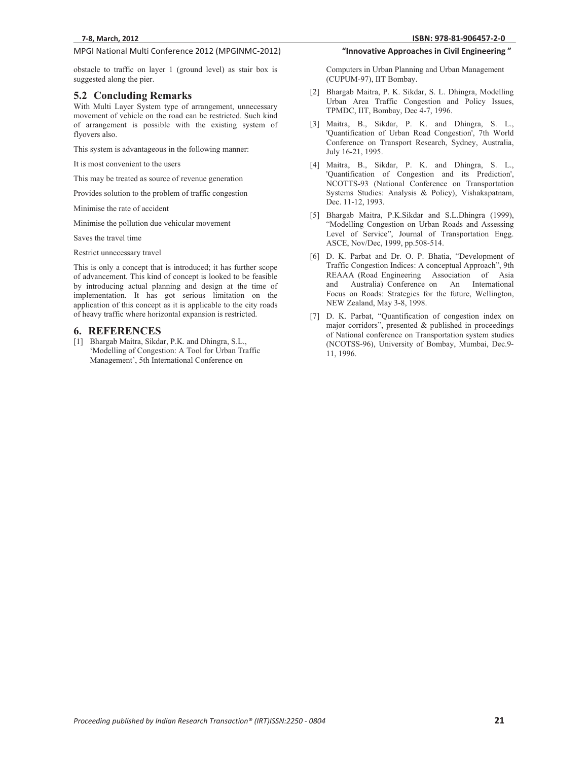obstacle to traffic on layer 1 (ground level) as stair box is suggested along the pier.

## 5.2 Concluding Remarks

With Multi Layer System type of arrangement, unnecessary movement of vehicle on the road can be restricted. Such kind of arrangement is possible with the existing system of flyovers also.

This system is advantageous in the following manner:

It is most convenient to the users

This may be treated as source of revenue generation

Provides solution to the problem of traffic congestion

Minimise the rate of accident

Minimise the pollution due vehicular movement

Saves the travel time

Restrict unnecessary travel

This is only a concept that is introduced; it has further scope of advancement. This kind of concept is looked to be feasible by introducing actual planning and design at the time of implementation. It has got serious limitation on the application of this concept as it is applicable to the city roads of heavy traffic where horizontal expansion is restricted.

# 6. REFERENCES

[1] Bhargab Maitra, Sikdar, P.K. and Dhingra, S.L., 'Modelling of Congestion: A Tool for Urban Traffic Management', 5th International Conference on Computers in Urban Planning and Urban Management (CUPUM-97), IIT Bombay.

[2] Bhargab Maitra, P. K. Sikdar, S. L. Dhingra, Modelling Urban Area Traffic Congestion and Policy Issues, TPMDC, IIT, Bombay, Dec 4-7, 1996.

[3] Maitra, B., Sikdar, P. K. and Dhingra, S. L., 'Quantification of Urban Road Congestion', 7th World Conference on Transport Research, Sydney, Australia, July 16-21, 1995.

[4] Maitra, B., Sikdar, P. K. and Dhingra, S. L., 'Quantification of Congestion and its Prediction', NCOTTS-93 (National Conference on Transportation Systems Studies: Analysis & Policy), Vishakapatnam, Dec. 11-12, 1993.

[5] Bhargab Maitra, P.K.Sikdar and S.L.Dhingra (1999), "Modelling Congestion on Urban Roads and Assessing Level of Service", Journal of Transportation Engg. ASCE, Nov/Dec, 1999, pp.508-514.

[6] D. K. Parbat and Dr. O. P. Bhatia, "Development of Traffic Congestion Indices: A conceptual Approach", 9th REAAA (Road Engineering Association of Asia and Australia) Conference on An International Focus on Roads: Strategies for the future, Wellington, NEW Zealand, May 3-8, 1998.

[7] D. K. Parbat, "Quantification of congestion index on major corridors", presented & published in proceedings of National conference on Transportation system studies (NCOTSS-96), University of Bombay, Mumbai, Dec.9-11, 1996.